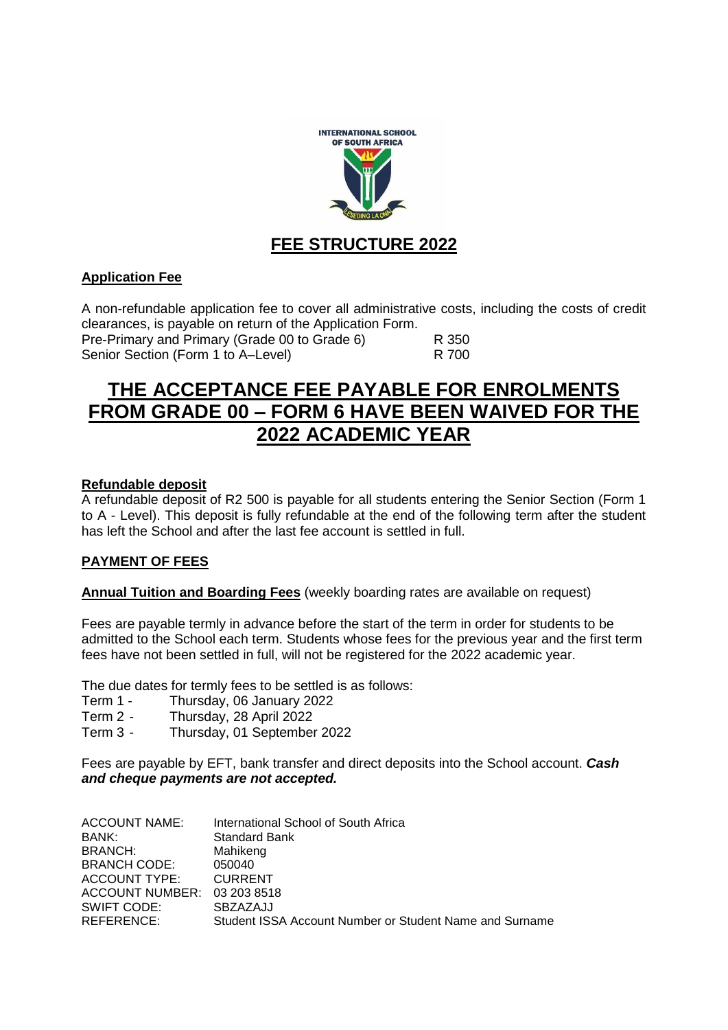# FEE STRUCTURE 2022

**Application Fee**

A non-refundable application fee to cover all administrative costs, including the costs of credit clearances, is payable on return of the Application Form.

| | |
|---|---|
| Pre-Primary and Primary (Grade 00 to Grade 6) | R 350 |
| Senior Section (Form 1 to A–Level) | R 700 |

## THE ACCEPTANCE FEE PAYABLE FOR ENROLMENTS FROM GRADE 00 – FORM 6 HAVE BEEN WAIVED FOR THE 2022 ACADEMIC YEAR

**Refundable deposit**

A refundable deposit of R2 500 is payable for all students entering the Senior Section (Form 1 to A - Level). This deposit is fully refundable at the end of the following term after the student has left the School and after the last fee account is settled in full.

**PAYMENT OF FEES**

**Annual Tuition and Boarding Fees** (weekly boarding rates are available on request)

Fees are payable termly in advance before the start of the term in order for students to be admitted to the School each term. Students whose fees for the previous year and the first term fees have not been settled in full, will not be registered for the 2022 academic year.

The due dates for termly fees to be settled is as follows:

- Term 1 - Thursday, 06 January 2022
- Term 2 - Thursday, 28 April 2022
- Term 3 - Thursday, 01 September 2022

Fees are payable by EFT, bank transfer and direct deposits into the School account. ***Cash and cheque payments are not accepted.***

| | |
|---|---|
| ACCOUNT NAME: | International School of South Africa |
| BANK: | Standard Bank |
| BRANCH: | Mahikeng |
| BRANCH CODE: | 050040 |
| ACCOUNT TYPE: | CURRENT |
| ACCOUNT NUMBER: | 03 203 8518 |
| SWIFT CODE: | SBZAZAJJ |
| REFERENCE: | Student ISSA Account Number or Student Name and Surname |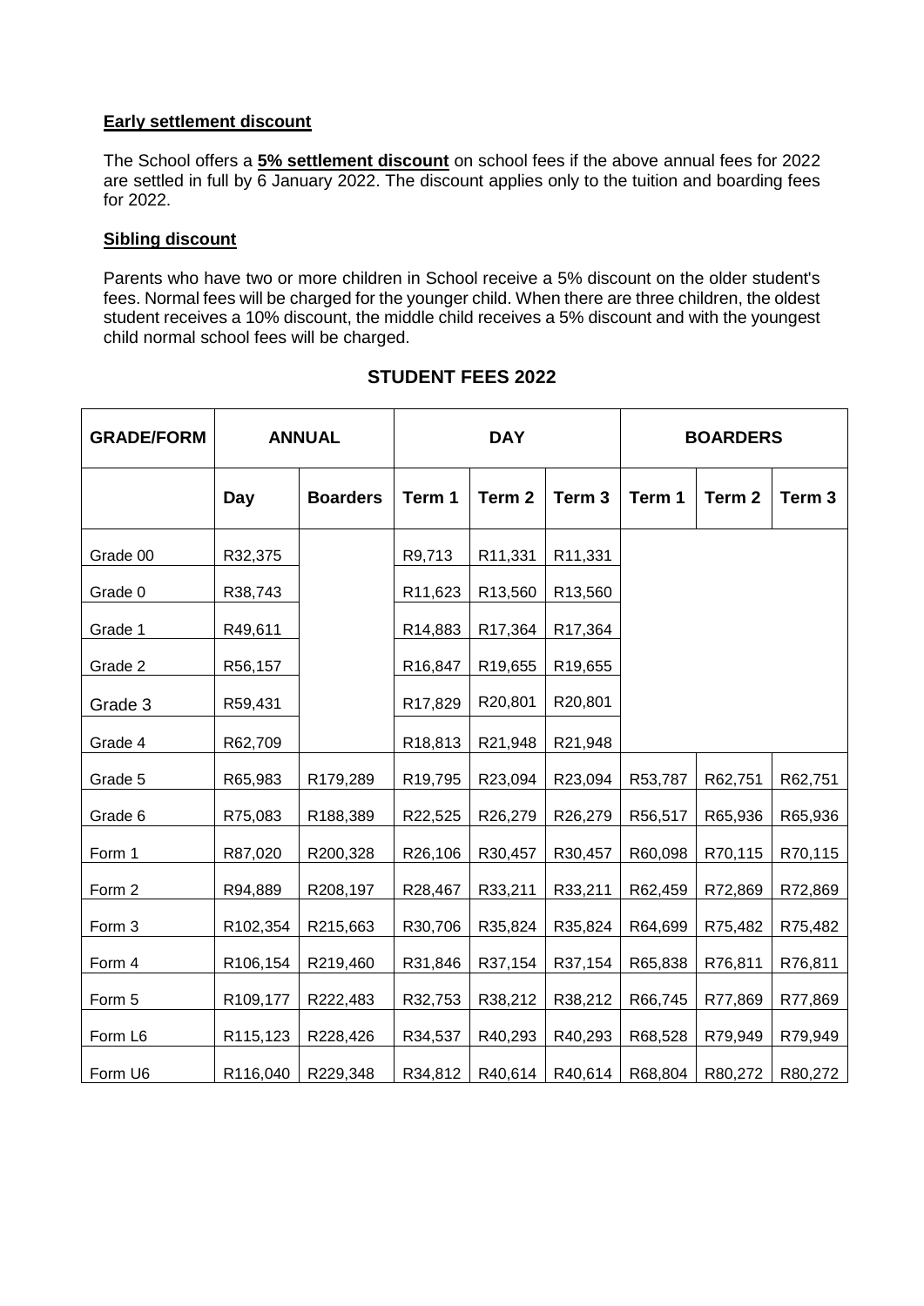**Early settlement discount**

The School offers a **5% settlement discount** on school fees if the above annual fees for 2022 are settled in full by 6 January 2022. The discount applies only to the tuition and boarding fees for 2022.

**Sibling discount**

Parents who have two or more children in School receive a 5% discount on the older student's fees. Normal fees will be charged for the younger child. When there are three children, the oldest student receives a 10% discount, the middle child receives a 5% discount and with the youngest child normal school fees will be charged.

## STUDENT FEES 2022

| GRADE/FORM | ANNUAL | | DAY | | | BOARDERS | | |
|---|---|---|---|---|---|---|---|---|
| | Day | Boarders | Term 1 | Term 2 | Term 3 | Term 1 | Term 2 | Term 3 |
| Grade 00 | R32,375 | | R9,713 | R11,331 | R11,331 | | | |
| Grade 0 | R38,743 | | R11,623 | R13,560 | R13,560 | | | |
| Grade 1 | R49,611 | | R14,883 | R17,364 | R17,364 | | | |
| Grade 2 | R56,157 | | R16,847 | R19,655 | R19,655 | | | |
| Grade 3 | R59,431 | | R17,829 | R20,801 | R20,801 | | | |
| Grade 4 | R62,709 | | R18,813 | R21,948 | R21,948 | | | |
| Grade 5 | R65,983 | R179,289 | R19,795 | R23,094 | R23,094 | R53,787 | R62,751 | R62,751 |
| Grade 6 | R75,083 | R188,389 | R22,525 | R26,279 | R26,279 | R56,517 | R65,936 | R65,936 |
| Form 1 | R87,020 | R200,328 | R26,106 | R30,457 | R30,457 | R60,098 | R70,115 | R70,115 |
| Form 2 | R94,889 | R208,197 | R28,467 | R33,211 | R33,211 | R62,459 | R72,869 | R72,869 |
| Form 3 | R102,354 | R215,663 | R30,706 | R35,824 | R35,824 | R64,699 | R75,482 | R75,482 |
| Form 4 | R106,154 | R219,460 | R31,846 | R37,154 | R37,154 | R65,838 | R76,811 | R76,811 |
| Form 5 | R109,177 | R222,483 | R32,753 | R38,212 | R38,212 | R66,745 | R77,869 | R77,869 |
| Form L6 | R115,123 | R228,426 | R34,537 | R40,293 | R40,293 | R68,528 | R79,949 | R79,949 |
| Form U6 | R116,040 | R229,348 | R34,812 | R40,614 | R40,614 | R68,804 | R80,272 | R80,272 |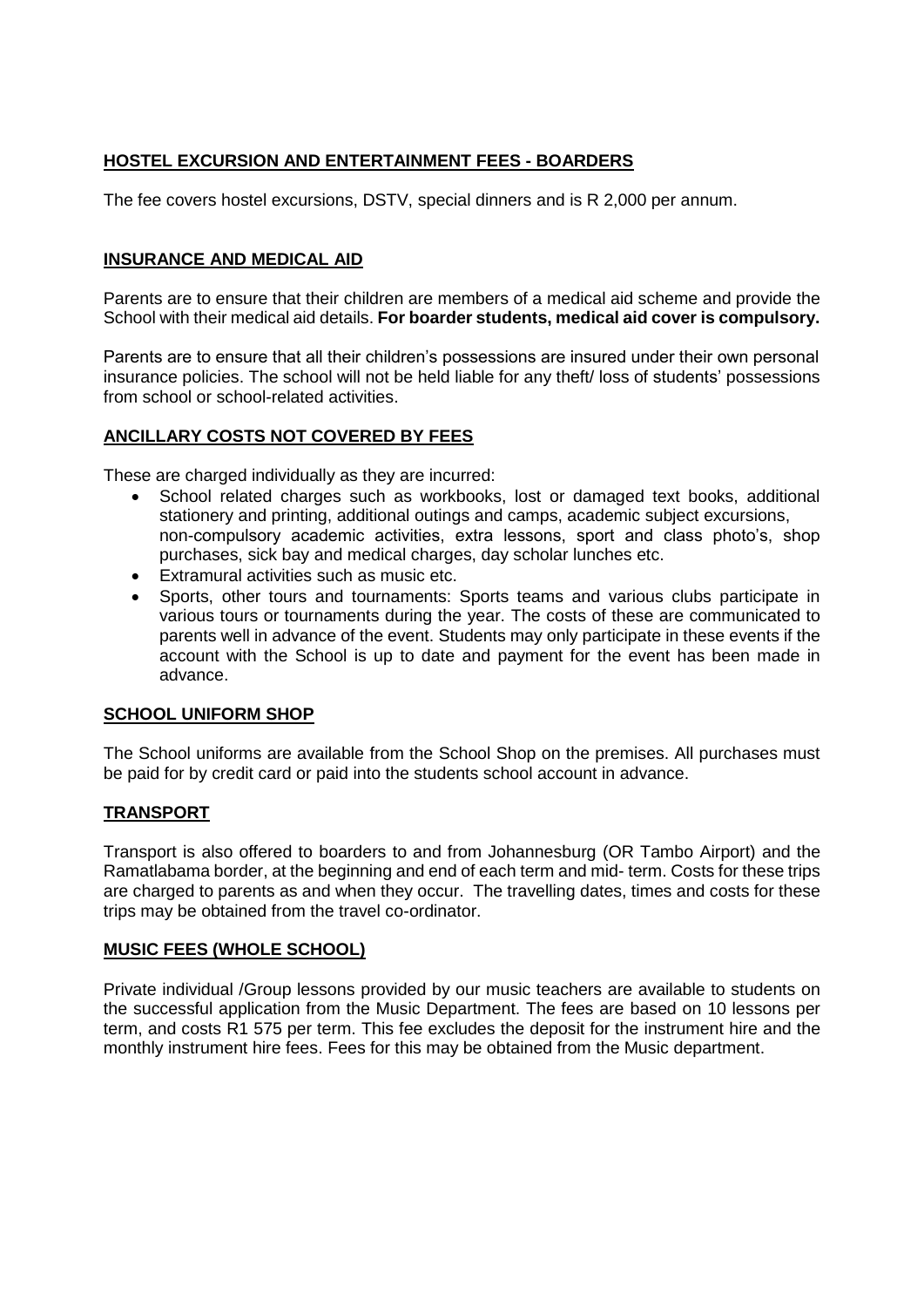## **HOSTEL EXCURSION AND ENTERTAINMENT FEES - BOARDERS**

The fee covers hostel excursions, DSTV, special dinners and is R 2,000 per annum.

## **INSURANCE AND MEDICAL AID**

Parents are to ensure that their children are members of a medical aid scheme and provide the School with their medical aid details. **For boarder students, medical aid cover is compulsory.**

Parents are to ensure that all their children's possessions are insured under their own personal insurance policies. The school will not be held liable for any theft/ loss of students' possessions from school or school-related activities.

## **ANCILLARY COSTS NOT COVERED BY FEES**

These are charged individually as they are incurred:

- School related charges such as workbooks, lost or damaged text books, additional stationery and printing, additional outings and camps, academic subject excursions, non-compulsory academic activities, extra lessons, sport and class photo's, shop purchases, sick bay and medical charges, day scholar lunches etc.
- Extramural activities such as music etc.
- Sports, other tours and tournaments: Sports teams and various clubs participate in various tours or tournaments during the year. The costs of these are communicated to parents well in advance of the event. Students may only participate in these events if the account with the School is up to date and payment for the event has been made in advance.

## **SCHOOL UNIFORM SHOP**

The School uniforms are available from the School Shop on the premises. All purchases must be paid for by credit card or paid into the students school account in advance.

## **TRANSPORT**

Transport is also offered to boarders to and from Johannesburg (OR Tambo Airport) and the Ramatlabama border, at the beginning and end of each term and mid- term. Costs for these trips are charged to parents as and when they occur. The travelling dates, times and costs for these trips may be obtained from the travel co-ordinator.

## **MUSIC FEES (WHOLE SCHOOL)**

Private individual /Group lessons provided by our music teachers are available to students on the successful application from the Music Department. The fees are based on 10 lessons per term, and costs R1 575 per term. This fee excludes the deposit for the instrument hire and the monthly instrument hire fees. Fees for this may be obtained from the Music department.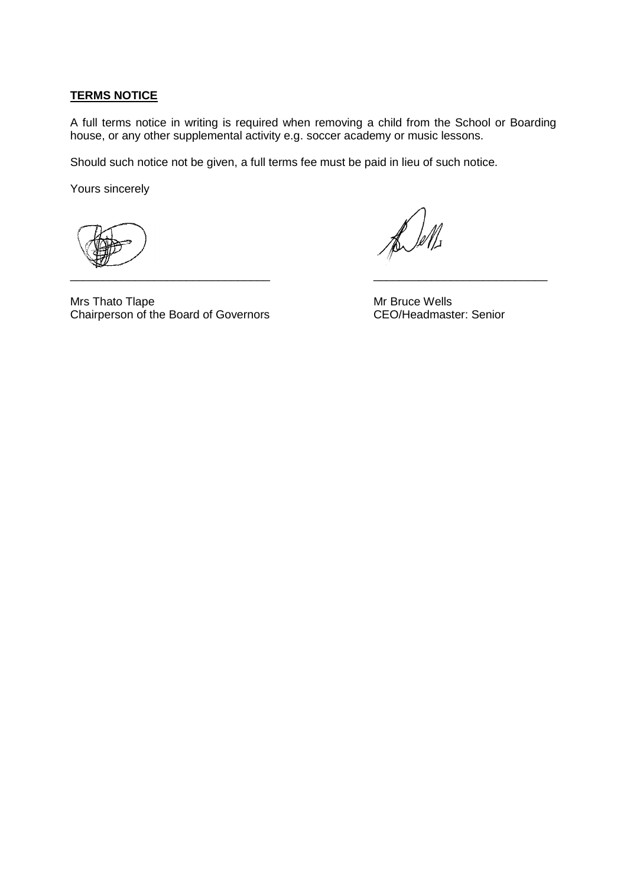**TERMS NOTICE**

A full terms notice in writing is required when removing a child from the School or Boarding house, or any other supplemental activity e.g. soccer academy or music lessons.

Should such notice not be given, a full terms fee must be paid in lieu of such notice.

Yours sincerely

\_\_\_\_\_\_\_\_\_\_\_\_\_\_\_\_\_\_\_\_\_\_\_\_\_\_\_\_\_\_

Mrs Thato Tlape
Chairperson of the Board of Governors

\_\_\_\_\_\_\_\_\_\_\_\_\_\_\_\_\_\_\_\_\_\_\_\_\_\_\_\_\_\_

Mr Bruce Wells
CEO/Headmaster: Senior